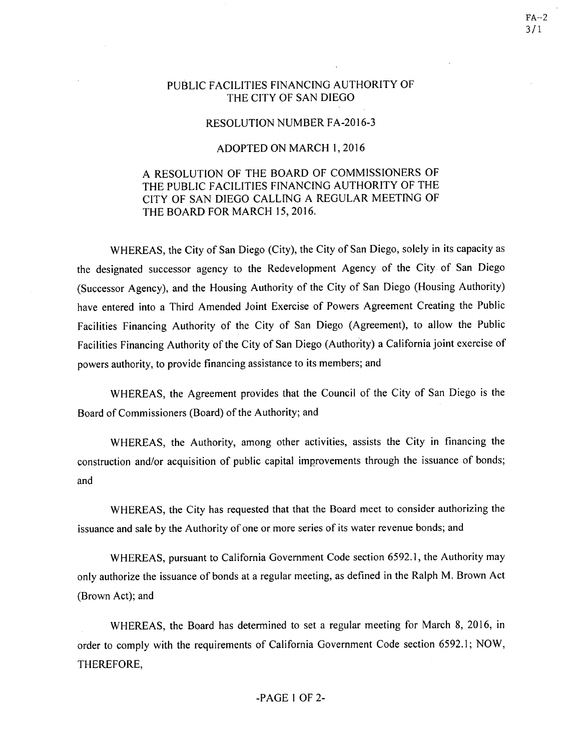FA-2
3/1

# PUBLIC FACILITIES FINANCING AUTHORITY OF THE CITY OF SAN DIEGO

## RESOLUTION NUMBER FA-2016-3

## ADOPTED ON MARCH 1, 2016

A RESOLUTION OF THE BOARD OF COMMISSIONERS OF THE PUBLIC FACILITIES FINANCING AUTHORITY OF THE CITY OF SAN DIEGO CALLING A REGULAR MEETING OF THE BOARD FOR MARCH 15, 2016.

WHEREAS, the City of San Diego (City), the City of San Diego, solely in its capacity as the designated successor agency to the Redevelopment Agency of the City of San Diego (Successor Agency), and the Housing Authority of the City of San Diego (Housing Authority) have entered into a Third Amended Joint Exercise of Powers Agreement Creating the Public Facilities Financing Authority of the City of San Diego (Agreement), to allow the Public Facilities Financing Authority of the City of San Diego (Authority) a California joint exercise of powers authority, to provide financing assistance to its members; and

WHEREAS, the Agreement provides that the Council of the City of San Diego is the Board of Commissioners (Board) of the Authority; and

WHEREAS, the Authority, among other activities, assists the City in financing the construction and/or acquisition of public capital improvements through the issuance of bonds; and

WHEREAS, the City has requested that that the Board meet to consider authorizing the issuance and sale by the Authority of one or more series of its water revenue bonds; and

WHEREAS, pursuant to California Government Code section 6592.1, the Authority may only authorize the issuance of bonds at a regular meeting, as defined in the Ralph M. Brown Act (Brown Act); and

WHEREAS, the Board has determined to set a regular meeting for March 8, 2016, in order to comply with the requirements of California Government Code section 6592.1; NOW, THEREFORE,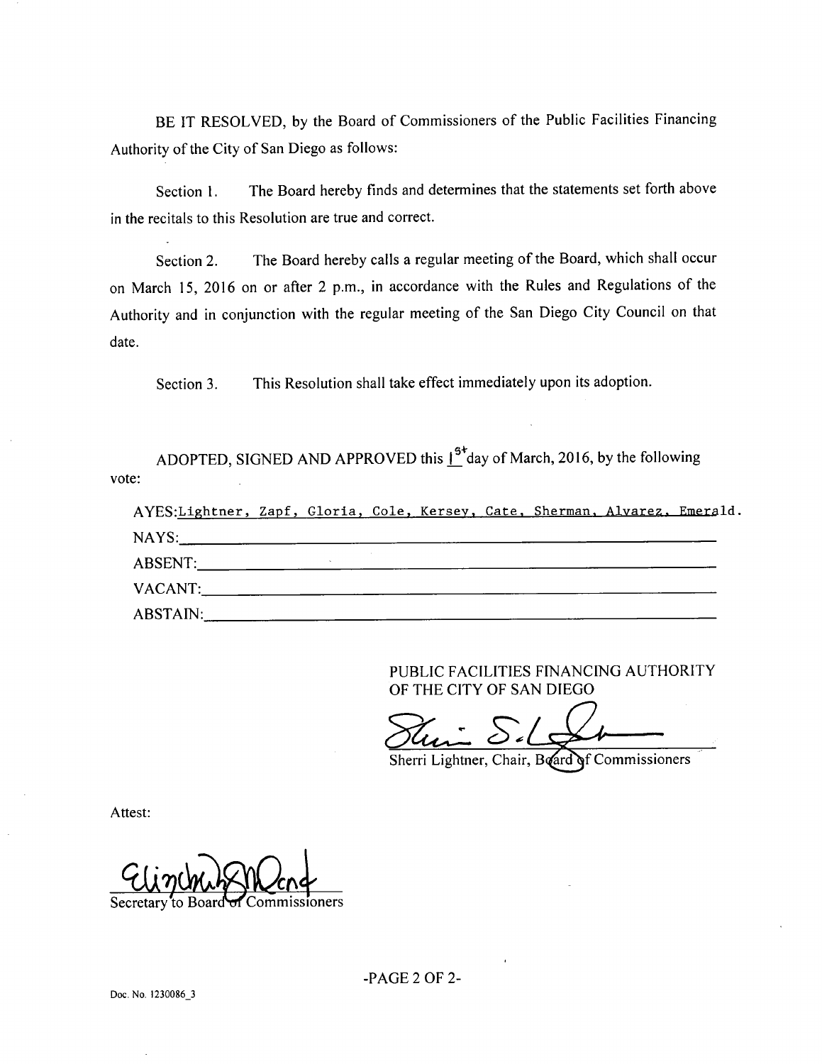BE IT RESOLVED, by the Board of Commissioners of the Public Facilities Financing Authority of the City of San Diego as follows:

Section 1. The Board hereby finds and determines that the statements set forth above in the recitals to this Resolution are true and correct.

Section 2. The Board hereby calls a regular meeting of the Board, which shall occur on March 15, 2016 on or after 2 p.m., in accordance with the Rules and Regulations of the Authority and in conjunction with the regular meeting of the San Diego City Council on that date.

Section 3. This Resolution shall take effect immediately upon its adoption.

ADOPTED, SIGNED AND APPROVED this 1st day of March, 2016, by the following vote:

AYES: Lightner, Zapf, Gloria, Cole, Kersey, Cate, Sherman, Alvarez, Emerald.

NAYS: \_\_\_\_\_\_\_\_\_\_

ABSENT: \_\_\_\_\_\_\_\_\_\_

VACANT: \_\_\_\_\_\_\_\_\_\_

ABSTAIN: \_\_\_\_\_\_\_\_\_\_

PUBLIC FACILITIES FINANCING AUTHORITY
OF THE CITY OF SAN DIEGO

Sherri Lightner, Chair, Board of Commissioners

Attest:

Secretary to Board of Commissioners

Doc. No. 1230086_3